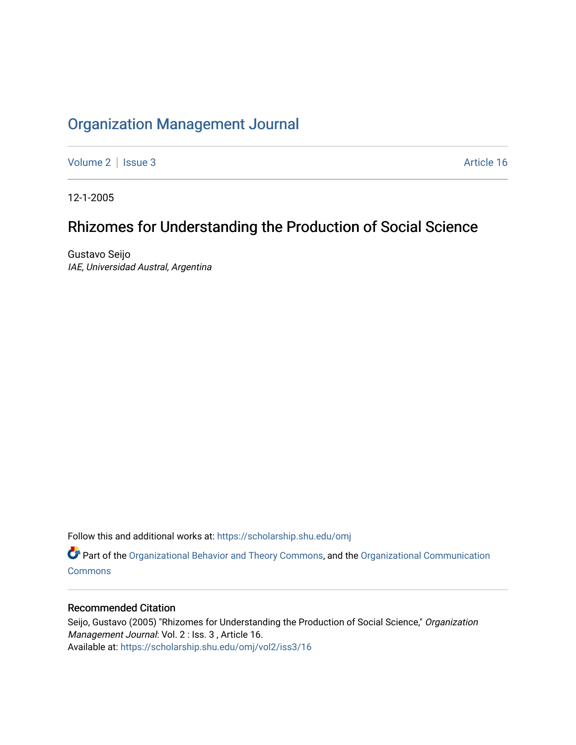# Organization Management Journal

Volume 2 | Issue 3 Article 16

12-1-2005

## Rhizomes for Understanding the Production of Social Science

Gustavo Seijo
*IAE, Universidad Austral, Argentina*

Follow this and additional works at: https://scholarship.shu.edu/omj

Part of the Organizational Behavior and Theory Commons, and the Organizational Communication Commons

### Recommended Citation

Seijo, Gustavo (2005) "Rhizomes for Understanding the Production of Social Science," *Organization Management Journal*: Vol. 2 : Iss. 3 , Article 16.
Available at: https://scholarship.shu.edu/omj/vol2/iss3/16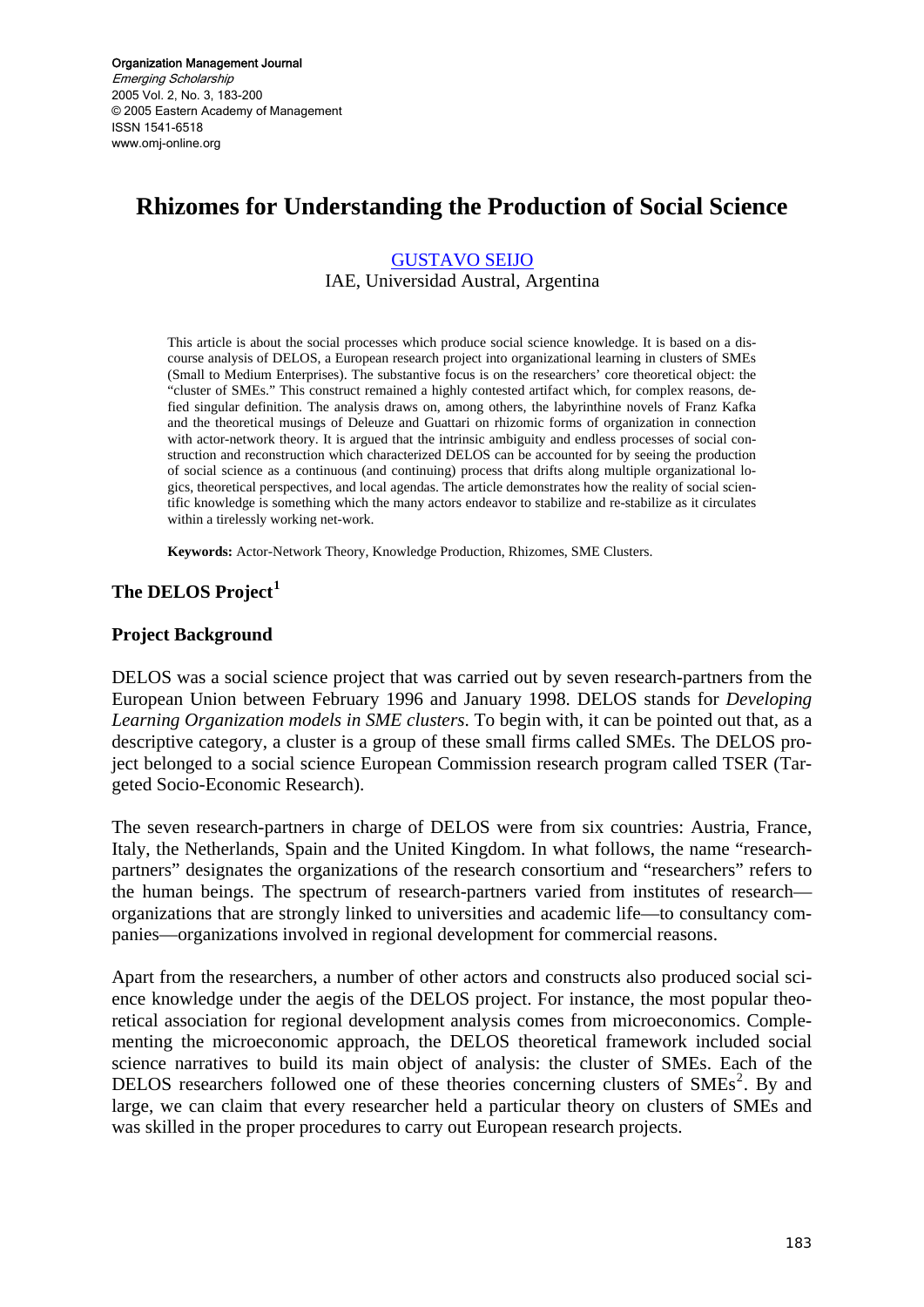# Rhizomes for Understanding the Production of Social Science

GUSTAVO SEIJO
IAE, Universidad Austral, Argentina

This article is about the social processes which produce social science knowledge. It is based on a discourse analysis of DELOS, a European research project into organizational learning in clusters of SMEs (Small to Medium Enterprises). The substantive focus is on the researchers' core theoretical object: the "cluster of SMEs." This construct remained a highly contested artifact which, for complex reasons, defied singular definition. The analysis draws on, among others, the labyrinthine novels of Franz Kafka and the theoretical musings of Deleuze and Guattari on rhizomic forms of organization in connection with actor-network theory. It is argued that the intrinsic ambiguity and endless processes of social construction and reconstruction which characterized DELOS can be accounted for by seeing the production of social science as a continuous (and continuing) process that drifts along multiple organizational logics, theoretical perspectives, and local agendas. The article demonstrates how the reality of social scientific knowledge is something which the many actors endeavor to stabilize and re-stabilize as it circulates within a tirelessly working net-work.

**Keywords:** Actor-Network Theory, Knowledge Production, Rhizomes, SME Clusters.

## The DELOS Project[1]

### Project Background

DELOS was a social science project that was carried out by seven research-partners from the European Union between February 1996 and January 1998. DELOS stands for *Developing Learning Organization models in SME clusters*. To begin with, it can be pointed out that, as a descriptive category, a cluster is a group of these small firms called SMEs. The DELOS project belonged to a social science European Commission research program called TSER (Targeted Socio-Economic Research).

The seven research-partners in charge of DELOS were from six countries: Austria, France, Italy, the Netherlands, Spain and the United Kingdom. In what follows, the name "research-partners" designates the organizations of the research consortium and "researchers" refers to the human beings. The spectrum of research-partners varied from institutes of research—organizations that are strongly linked to universities and academic life—to consultancy companies—organizations involved in regional development for commercial reasons.

Apart from the researchers, a number of other actors and constructs also produced social science knowledge under the aegis of the DELOS project. For instance, the most popular theoretical association for regional development analysis comes from microeconomics. Complementing the microeconomic approach, the DELOS theoretical framework included social science narratives to build its main object of analysis: the cluster of SMEs. Each of the DELOS researchers followed one of these theories concerning clusters of SMEs[2]. By and large, we can claim that every researcher held a particular theory on clusters of SMEs and was skilled in the proper procedures to carry out European research projects.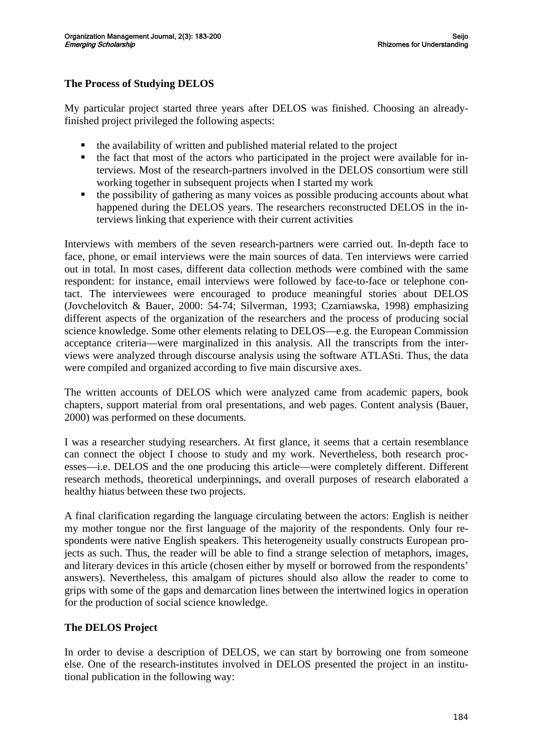## The Process of Studying DELOS

My particular project started three years after DELOS was finished. Choosing an already-finished project privileged the following aspects:

- the availability of written and published material related to the project
- the fact that most of the actors who participated in the project were available for interviews. Most of the research-partners involved in the DELOS consortium were still working together in subsequent projects when I started my work
- the possibility of gathering as many voices as possible producing accounts about what happened during the DELOS years. The researchers reconstructed DELOS in the interviews linking that experience with their current activities

Interviews with members of the seven research-partners were carried out. In-depth face to face, phone, or email interviews were the main sources of data. Ten interviews were carried out in total. In most cases, different data collection methods were combined with the same respondent: for instance, email interviews were followed by face-to-face or telephone contact. The interviewees were encouraged to produce meaningful stories about DELOS (Jovchelovitch & Bauer, 2000: 54-74; Silverman, 1993; Czarniawska, 1998) emphasizing different aspects of the organization of the researchers and the process of producing social science knowledge. Some other elements relating to DELOS—e.g. the European Commission acceptance criteria—were marginalized in this analysis. All the transcripts from the interviews were analyzed through discourse analysis using the software ATLASti. Thus, the data were compiled and organized according to five main discursive axes.

The written accounts of DELOS which were analyzed came from academic papers, book chapters, support material from oral presentations, and web pages. Content analysis (Bauer, 2000) was performed on these documents.

I was a researcher studying researchers. At first glance, it seems that a certain resemblance can connect the object I choose to study and my work. Nevertheless, both research processes—i.e. DELOS and the one producing this article—were completely different. Different research methods, theoretical underpinnings, and overall purposes of research elaborated a healthy hiatus between these two projects.

A final clarification regarding the language circulating between the actors: English is neither my mother tongue nor the first language of the majority of the respondents. Only four respondents were native English speakers. This heterogeneity usually constructs European projects as such. Thus, the reader will be able to find a strange selection of metaphors, images, and literary devices in this article (chosen either by myself or borrowed from the respondents' answers). Nevertheless, this amalgam of pictures should also allow the reader to come to grips with some of the gaps and demarcation lines between the intertwined logics in operation for the production of social science knowledge.

## The DELOS Project

In order to devise a description of DELOS, we can start by borrowing one from someone else. One of the research-institutes involved in DELOS presented the project in an institutional publication in the following way: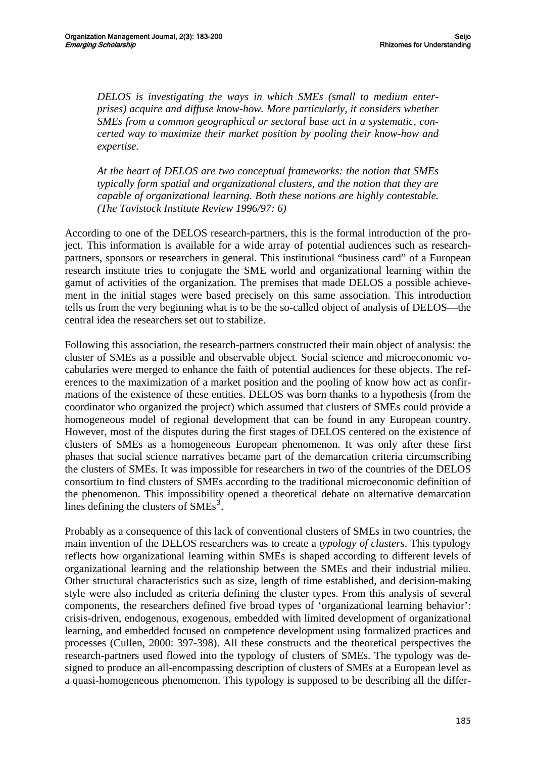> *DELOS is investigating the ways in which SMEs (small to medium enterprises) acquire and diffuse know-how. More particularly, it considers whether SMEs from a common geographical or sectoral base act in a systematic, concerted way to maximize their market position by pooling their know-how and expertise.*
>
> *At the heart of DELOS are two conceptual frameworks: the notion that SMEs typically form spatial and organizational clusters, and the notion that they are capable of organizational learning. Both these notions are highly contestable. (The Tavistock Institute Review 1996/97: 6)*

According to one of the DELOS research-partners, this is the formal introduction of the project. This information is available for a wide array of potential audiences such as research-partners, sponsors or researchers in general. This institutional "business card" of a European research institute tries to conjugate the SME world and organizational learning within the gamut of activities of the organization. The premises that made DELOS a possible achievement in the initial stages were based precisely on this same association. This introduction tells us from the very beginning what is to be the so-called object of analysis of DELOS—the central idea the researchers set out to stabilize.

Following this association, the research-partners constructed their main object of analysis: the cluster of SMEs as a possible and observable object. Social science and microeconomic vocabularies were merged to enhance the faith of potential audiences for these objects. The references to the maximization of a market position and the pooling of know how act as confirmations of the existence of these entities. DELOS was born thanks to a hypothesis (from the coordinator who organized the project) which assumed that clusters of SMEs could provide a homogeneous model of regional development that can be found in any European country. However, most of the disputes during the first stages of DELOS centered on the existence of clusters of SMEs as a homogeneous European phenomenon. It was only after these first phases that social science narratives became part of the demarcation criteria circumscribing the clusters of SMEs. It was impossible for researchers in two of the countries of the DELOS consortium to find clusters of SMEs according to the traditional microeconomic definition of the phenomenon. This impossibility opened a theoretical debate on alternative demarcation lines defining the clusters of SMEs[3].

Probably as a consequence of this lack of conventional clusters of SMEs in two countries, the main invention of the DELOS researchers was to create a *typology of clusters*. This typology reflects how organizational learning within SMEs is shaped according to different levels of organizational learning and the relationship between the SMEs and their industrial milieu. Other structural characteristics such as size, length of time established, and decision-making style were also included as criteria defining the cluster types. From this analysis of several components, the researchers defined five broad types of 'organizational learning behavior': crisis-driven, endogenous, exogenous, embedded with limited development of organizational learning, and embedded focused on competence development using formalized practices and processes (Cullen, 2000: 397-398). All these constructs and the theoretical perspectives the research-partners used flowed into the typology of clusters of SMEs. The typology was designed to produce an all-encompassing description of clusters of SMEs at a European level as a quasi-homogeneous phenomenon. This typology is supposed to be describing all the differ-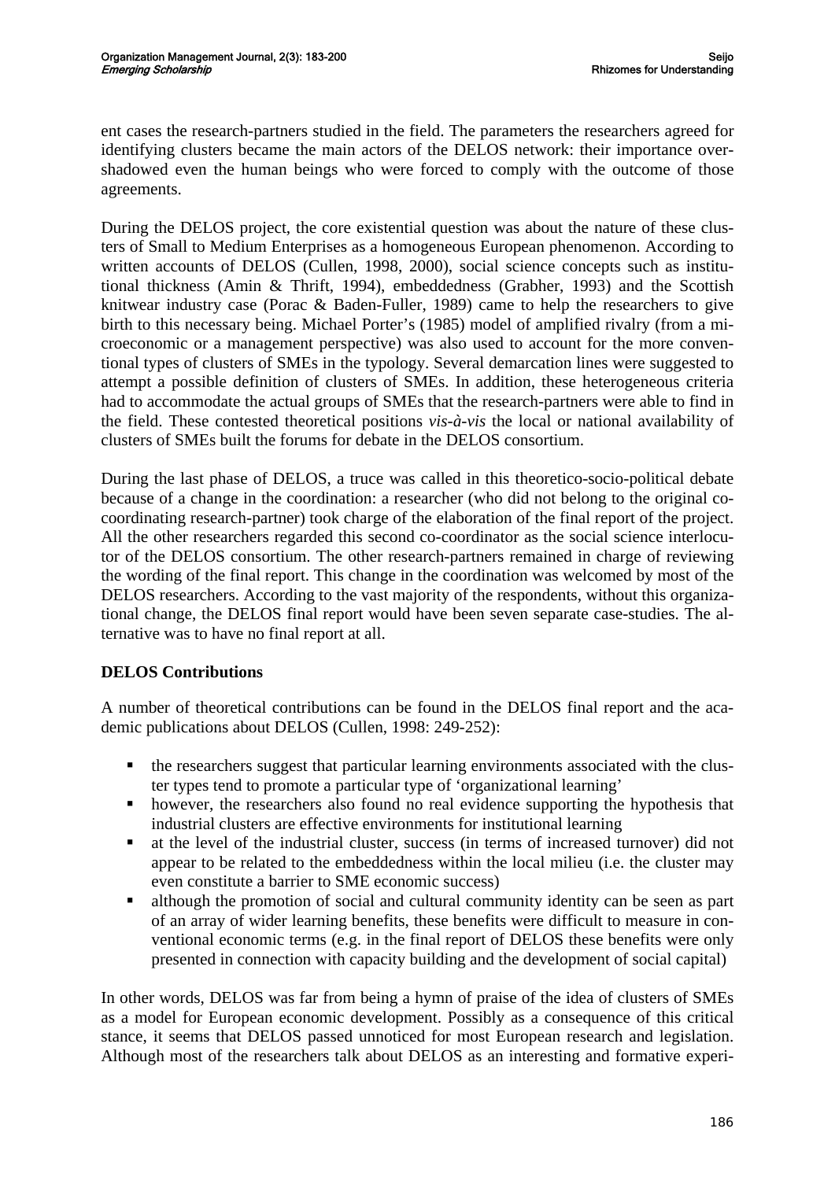ent cases the research-partners studied in the field. The parameters the researchers agreed for identifying clusters became the main actors of the DELOS network: their importance overshadowed even the human beings who were forced to comply with the outcome of those agreements.

During the DELOS project, the core existential question was about the nature of these clusters of Small to Medium Enterprises as a homogeneous European phenomenon. According to written accounts of DELOS (Cullen, 1998, 2000), social science concepts such as institutional thickness (Amin & Thrift, 1994), embeddedness (Grabher, 1993) and the Scottish knitwear industry case (Porac & Baden-Fuller, 1989) came to help the researchers to give birth to this necessary being. Michael Porter's (1985) model of amplified rivalry (from a microeconomic or a management perspective) was also used to account for the more conventional types of clusters of SMEs in the typology. Several demarcation lines were suggested to attempt a possible definition of clusters of SMEs. In addition, these heterogeneous criteria had to accommodate the actual groups of SMEs that the research-partners were able to find in the field. These contested theoretical positions *vis-à-vis* the local or national availability of clusters of SMEs built the forums for debate in the DELOS consortium.

During the last phase of DELOS, a truce was called in this theoretico-socio-political debate because of a change in the coordination: a researcher (who did not belong to the original co-coordinating research-partner) took charge of the elaboration of the final report of the project. All the other researchers regarded this second co-coordinator as the social science interlocutor of the DELOS consortium. The other research-partners remained in charge of reviewing the wording of the final report. This change in the coordination was welcomed by most of the DELOS researchers. According to the vast majority of the respondents, without this organizational change, the DELOS final report would have been seven separate case-studies. The alternative was to have no final report at all.

**DELOS Contributions**

A number of theoretical contributions can be found in the DELOS final report and the academic publications about DELOS (Cullen, 1998: 249-252):

- the researchers suggest that particular learning environments associated with the cluster types tend to promote a particular type of 'organizational learning'
- however, the researchers also found no real evidence supporting the hypothesis that industrial clusters are effective environments for institutional learning
- at the level of the industrial cluster, success (in terms of increased turnover) did not appear to be related to the embeddedness within the local milieu (i.e. the cluster may even constitute a barrier to SME economic success)
- although the promotion of social and cultural community identity can be seen as part of an array of wider learning benefits, these benefits were difficult to measure in conventional economic terms (e.g. in the final report of DELOS these benefits were only presented in connection with capacity building and the development of social capital)

In other words, DELOS was far from being a hymn of praise of the idea of clusters of SMEs as a model for European economic development. Possibly as a consequence of this critical stance, it seems that DELOS passed unnoticed for most European research and legislation. Although most of the researchers talk about DELOS as an interesting and formative experi-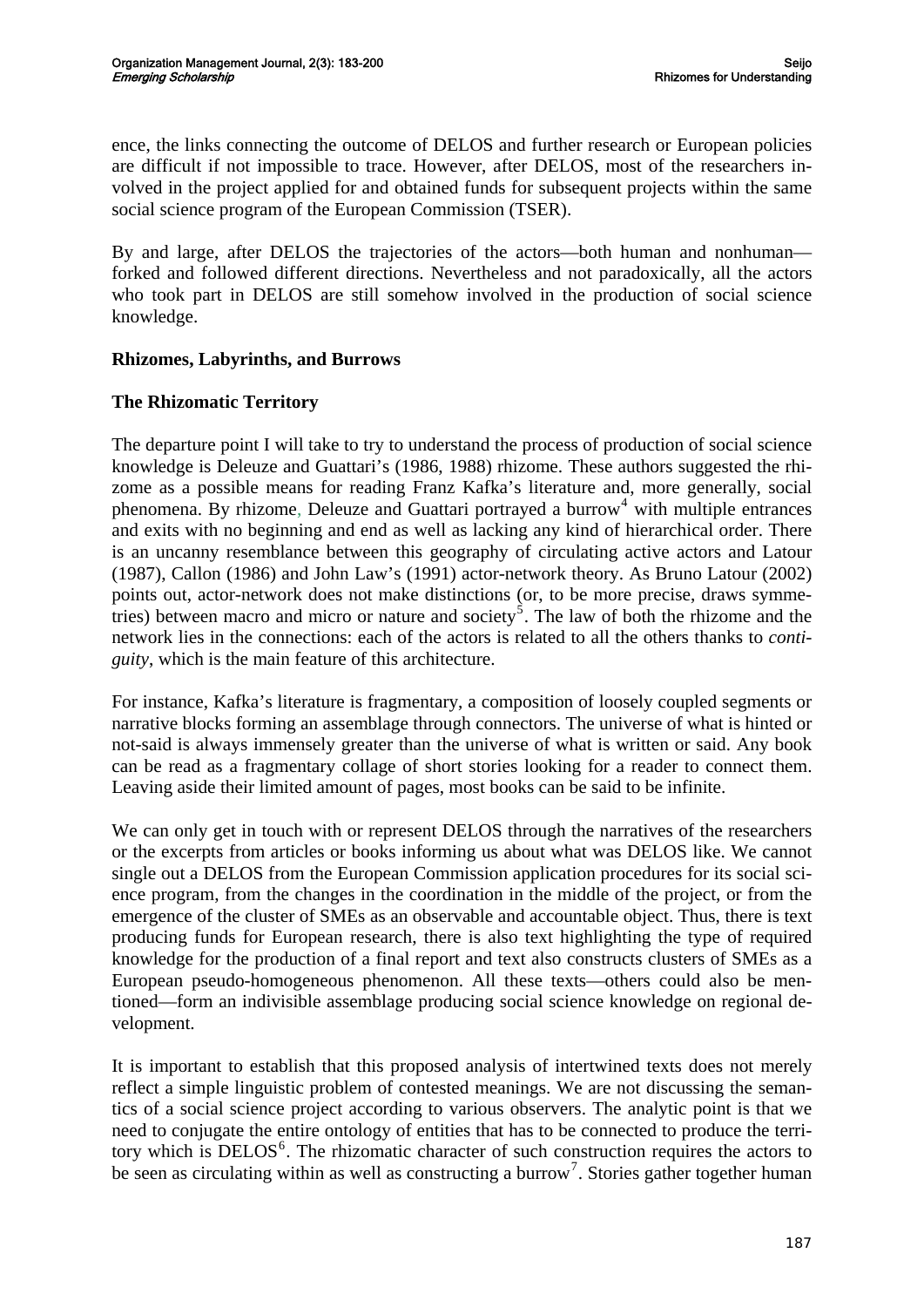ence, the links connecting the outcome of DELOS and further research or European policies are difficult if not impossible to trace. However, after DELOS, most of the researchers involved in the project applied for and obtained funds for subsequent projects within the same social science program of the European Commission (TSER).

By and large, after DELOS the trajectories of the actors—both human and nonhuman—forked and followed different directions. Nevertheless and not paradoxically, all the actors who took part in DELOS are still somehow involved in the production of social science knowledge.

## Rhizomes, Labyrinths, and Burrows

### The Rhizomatic Territory

The departure point I will take to try to understand the process of production of social science knowledge is Deleuze and Guattari's (1986, 1988) rhizome. These authors suggested the rhizome as a possible means for reading Franz Kafka's literature and, more generally, social phenomena. By rhizome, Deleuze and Guattari portrayed a burrow[4] with multiple entrances and exits with no beginning and end as well as lacking any kind of hierarchical order. There is an uncanny resemblance between this geography of circulating active actors and Latour (1987), Callon (1986) and John Law's (1991) actor-network theory. As Bruno Latour (2002) points out, actor-network does not make distinctions (or, to be more precise, draws symmetries) between macro and micro or nature and society[5]. The law of both the rhizome and the network lies in the connections: each of the actors is related to all the others thanks to *contiguity*, which is the main feature of this architecture.

For instance, Kafka's literature is fragmentary, a composition of loosely coupled segments or narrative blocks forming an assemblage through connectors. The universe of what is hinted or not-said is always immensely greater than the universe of what is written or said. Any book can be read as a fragmentary collage of short stories looking for a reader to connect them. Leaving aside their limited amount of pages, most books can be said to be infinite.

We can only get in touch with or represent DELOS through the narratives of the researchers or the excerpts from articles or books informing us about what was DELOS like. We cannot single out a DELOS from the European Commission application procedures for its social science program, from the changes in the coordination in the middle of the project, or from the emergence of the cluster of SMEs as an observable and accountable object. Thus, there is text producing funds for European research, there is also text highlighting the type of required knowledge for the production of a final report and text also constructs clusters of SMEs as a European pseudo-homogeneous phenomenon. All these texts—others could also be mentioned—form an indivisible assemblage producing social science knowledge on regional development.

It is important to establish that this proposed analysis of intertwined texts does not merely reflect a simple linguistic problem of contested meanings. We are not discussing the semantics of a social science project according to various observers. The analytic point is that we need to conjugate the entire ontology of entities that has to be connected to produce the territory which is DELOS[6]. The rhizomatic character of such construction requires the actors to be seen as circulating within as well as constructing a burrow[7]. Stories gather together human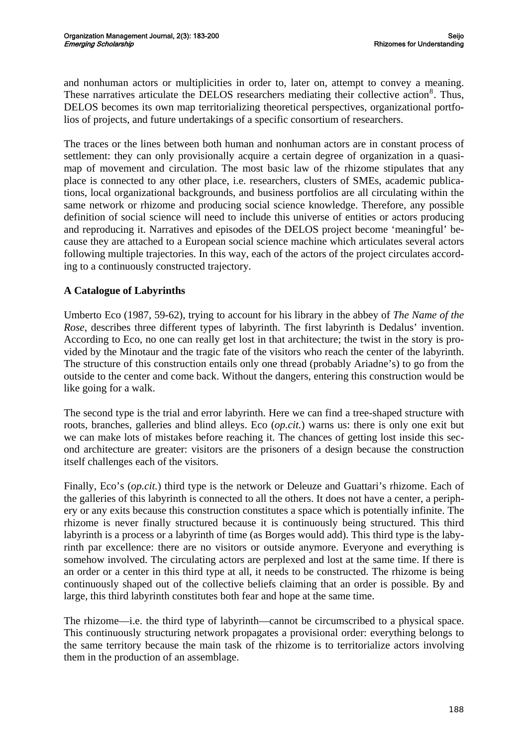and nonhuman actors or multiplicities in order to, later on, attempt to convey a meaning. These narratives articulate the DELOS researchers mediating their collective action[8]. Thus, DELOS becomes its own map territorializing theoretical perspectives, organizational portfolios of projects, and future undertakings of a specific consortium of researchers.

The traces or the lines between both human and nonhuman actors are in constant process of settlement: they can only provisionally acquire a certain degree of organization in a quasi-map of movement and circulation. The most basic law of the rhizome stipulates that any place is connected to any other place, i.e. researchers, clusters of SMEs, academic publications, local organizational backgrounds, and business portfolios are all circulating within the same network or rhizome and producing social science knowledge. Therefore, any possible definition of social science will need to include this universe of entities or actors producing and reproducing it. Narratives and episodes of the DELOS project become 'meaningful' because they are attached to a European social science machine which articulates several actors following multiple trajectories. In this way, each of the actors of the project circulates according to a continuously constructed trajectory.

**A Catalogue of Labyrinths**

Umberto Eco (1987, 59-62), trying to account for his library in the abbey of *The Name of the Rose*, describes three different types of labyrinth. The first labyrinth is Dedalus' invention. According to Eco, no one can really get lost in that architecture; the twist in the story is provided by the Minotaur and the tragic fate of the visitors who reach the center of the labyrinth. The structure of this construction entails only one thread (probably Ariadne's) to go from the outside to the center and come back. Without the dangers, entering this construction would be like going for a walk.

The second type is the trial and error labyrinth. Here we can find a tree-shaped structure with roots, branches, galleries and blind alleys. Eco (*op.cit.*) warns us: there is only one exit but we can make lots of mistakes before reaching it. The chances of getting lost inside this second architecture are greater: visitors are the prisoners of a design because the construction itself challenges each of the visitors.

Finally, Eco's (*op.cit.*) third type is the network or Deleuze and Guattari's rhizome. Each of the galleries of this labyrinth is connected to all the others. It does not have a center, a periphery or any exits because this construction constitutes a space which is potentially infinite. The rhizome is never finally structured because it is continuously being structured. This third labyrinth is a process or a labyrinth of time (as Borges would add). This third type is the labyrinth par excellence: there are no visitors or outside anymore. Everyone and everything is somehow involved. The circulating actors are perplexed and lost at the same time. If there is an order or a center in this third type at all, it needs to be constructed. The rhizome is being continuously shaped out of the collective beliefs claiming that an order is possible. By and large, this third labyrinth constitutes both fear and hope at the same time.

The rhizome—i.e. the third type of labyrinth—cannot be circumscribed to a physical space. This continuously structuring network propagates a provisional order: everything belongs to the same territory because the main task of the rhizome is to territorialize actors involving them in the production of an assemblage.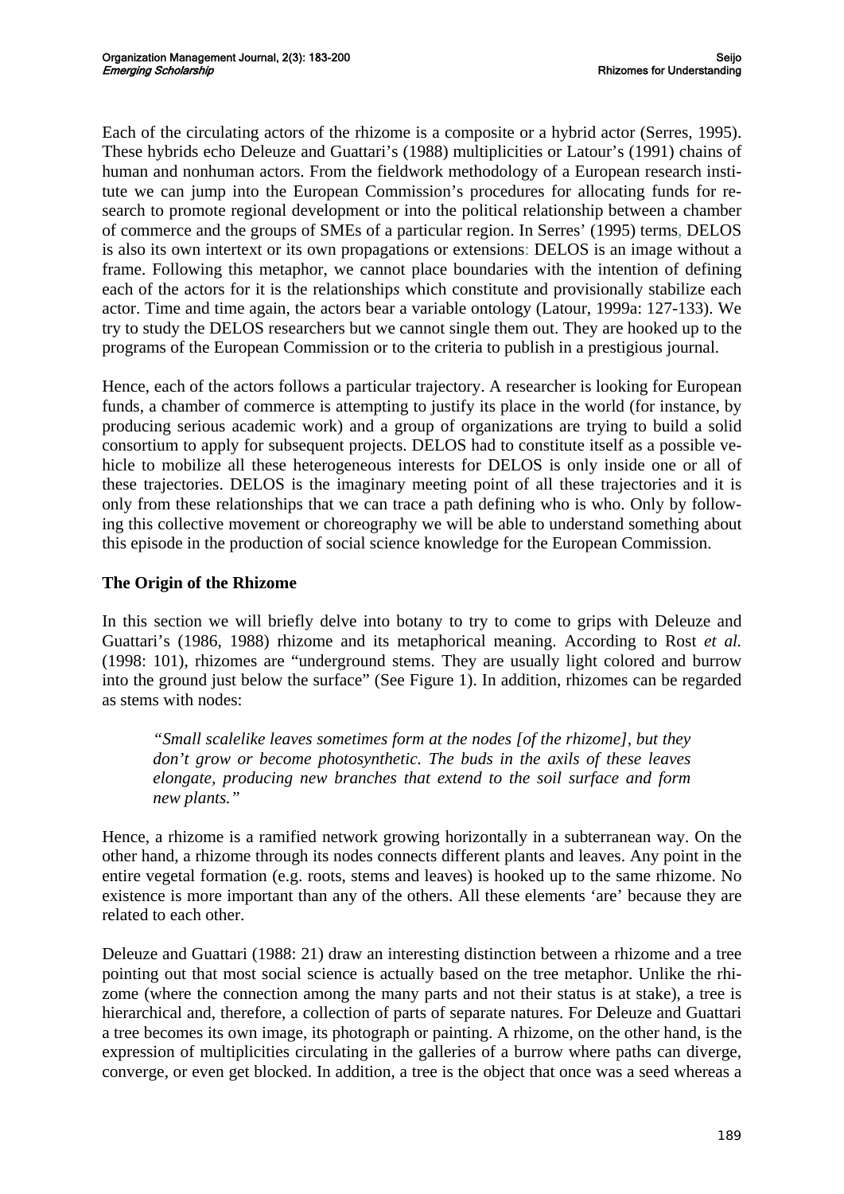Each of the circulating actors of the rhizome is a composite or a hybrid actor (Serres, 1995). These hybrids echo Deleuze and Guattari's (1988) multiplicities or Latour's (1991) chains of human and nonhuman actors. From the fieldwork methodology of a European research institute we can jump into the European Commission's procedures for allocating funds for research to promote regional development or into the political relationship between a chamber of commerce and the groups of SMEs of a particular region. In Serres' (1995) terms, DELOS is also its own intertext or its own propagations or extensions: DELOS is an image without a frame. Following this metaphor, we cannot place boundaries with the intention of defining each of the actors for it is the relationships which constitute and provisionally stabilize each actor. Time and time again, the actors bear a variable ontology (Latour, 1999a: 127-133). We try to study the DELOS researchers but we cannot single them out. They are hooked up to the programs of the European Commission or to the criteria to publish in a prestigious journal.

Hence, each of the actors follows a particular trajectory. A researcher is looking for European funds, a chamber of commerce is attempting to justify its place in the world (for instance, by producing serious academic work) and a group of organizations are trying to build a solid consortium to apply for subsequent projects. DELOS had to constitute itself as a possible vehicle to mobilize all these heterogeneous interests for DELOS is only inside one or all of these trajectories. DELOS is the imaginary meeting point of all these trajectories and it is only from these relationships that we can trace a path defining who is who. Only by following this collective movement or choreography we will be able to understand something about this episode in the production of social science knowledge for the European Commission.

## The Origin of the Rhizome

In this section we will briefly delve into botany to try to come to grips with Deleuze and Guattari's (1986, 1988) rhizome and its metaphorical meaning. According to Rost *et al.* (1998: 101), rhizomes are "underground stems. They are usually light colored and burrow into the ground just below the surface" (See Figure 1). In addition, rhizomes can be regarded as stems with nodes:

> *"Small scalelike leaves sometimes form at the nodes [of the rhizome], but they don't grow or become photosynthetic. The buds in the axils of these leaves elongate, producing new branches that extend to the soil surface and form new plants."*

Hence, a rhizome is a ramified network growing horizontally in a subterranean way. On the other hand, a rhizome through its nodes connects different plants and leaves. Any point in the entire vegetal formation (e.g. roots, stems and leaves) is hooked up to the same rhizome. No existence is more important than any of the others. All these elements 'are' because they are related to each other.

Deleuze and Guattari (1988: 21) draw an interesting distinction between a rhizome and a tree pointing out that most social science is actually based on the tree metaphor. Unlike the rhizome (where the connection among the many parts and not their status is at stake), a tree is hierarchical and, therefore, a collection of parts of separate natures. For Deleuze and Guattari a tree becomes its own image, its photograph or painting. A rhizome, on the other hand, is the expression of multiplicities circulating in the galleries of a burrow where paths can diverge, converge, or even get blocked. In addition, a tree is the object that once was a seed whereas a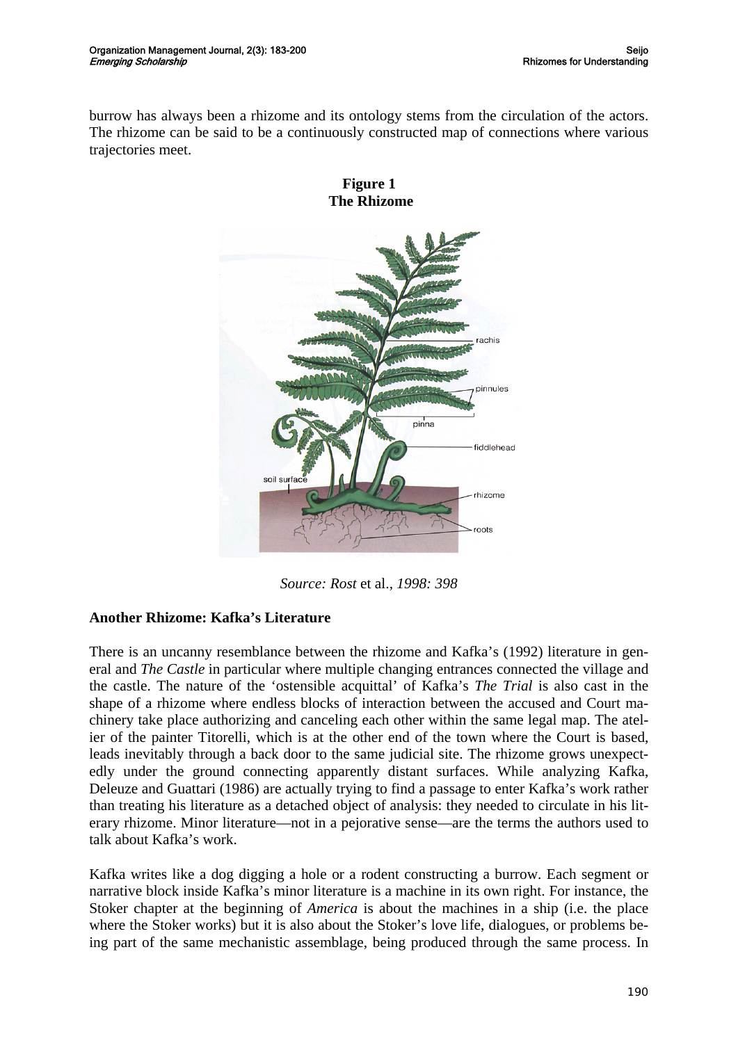burrow has always been a rhizome and its ontology stems from the circulation of the actors. The rhizome can be said to be a continuously constructed map of connections where various trajectories meet.

**Figure 1**
**The Rhizome**

*Source: Rost* et al.*, 1998: 398*

**Another Rhizome: Kafka's Literature**

There is an uncanny resemblance between the rhizome and Kafka's (1992) literature in general and *The Castle* in particular where multiple changing entrances connected the village and the castle. The nature of the 'ostensible acquittal' of Kafka's *The Trial* is also cast in the shape of a rhizome where endless blocks of interaction between the accused and Court machinery take place authorizing and canceling each other within the same legal map. The atelier of the painter Titorelli, which is at the other end of the town where the Court is based, leads inevitably through a back door to the same judicial site. The rhizome grows unexpectedly under the ground connecting apparently distant surfaces. While analyzing Kafka, Deleuze and Guattari (1986) are actually trying to find a passage to enter Kafka's work rather than treating his literature as a detached object of analysis: they needed to circulate in his literary rhizome. Minor literature—not in a pejorative sense—are the terms the authors used to talk about Kafka's work.

Kafka writes like a dog digging a hole or a rodent constructing a burrow. Each segment or narrative block inside Kafka's minor literature is a machine in its own right. For instance, the Stoker chapter at the beginning of *America* is about the machines in a ship (i.e. the place where the Stoker works) but it is also about the Stoker's love life, dialogues, or problems being part of the same mechanistic assemblage, being produced through the same process. In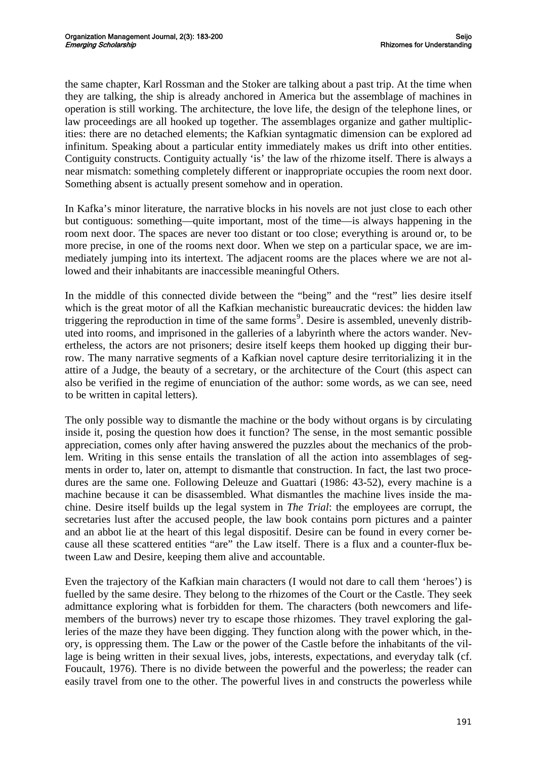the same chapter, Karl Rossman and the Stoker are talking about a past trip. At the time when they are talking, the ship is already anchored in America but the assemblage of machines in operation is still working. The architecture, the love life, the design of the telephone lines, or law proceedings are all hooked up together. The assemblages organize and gather multiplicities: there are no detached elements; the Kafkian syntagmatic dimension can be explored ad infinitum. Speaking about a particular entity immediately makes us drift into other entities. Contiguity constructs. Contiguity actually 'is' the law of the rhizome itself. There is always a near mismatch: something completely different or inappropriate occupies the room next door. Something absent is actually present somehow and in operation.

In Kafka's minor literature, the narrative blocks in his novels are not just close to each other but contiguous: something—quite important, most of the time—is always happening in the room next door. The spaces are never too distant or too close; everything is around or, to be more precise, in one of the rooms next door. When we step on a particular space, we are immediately jumping into its intertext. The adjacent rooms are the places where we are not allowed and their inhabitants are inaccessible meaningful Others.

In the middle of this connected divide between the "being" and the "rest" lies desire itself which is the great motor of all the Kafkian mechanistic bureaucratic devices: the hidden law triggering the reproduction in time of the same forms[9]. Desire is assembled, unevenly distributed into rooms, and imprisoned in the galleries of a labyrinth where the actors wander. Nevertheless, the actors are not prisoners; desire itself keeps them hooked up digging their burrow. The many narrative segments of a Kafkian novel capture desire territorializing it in the attire of a Judge, the beauty of a secretary, or the architecture of the Court (this aspect can also be verified in the regime of enunciation of the author: some words, as we can see, need to be written in capital letters).

The only possible way to dismantle the machine or the body without organs is by circulating inside it, posing the question how does it function? The sense, in the most semantic possible appreciation, comes only after having answered the puzzles about the mechanics of the problem. Writing in this sense entails the translation of all the action into assemblages of segments in order to, later on, attempt to dismantle that construction. In fact, the last two procedures are the same one. Following Deleuze and Guattari (1986: 43-52), every machine is a machine because it can be disassembled. What dismantles the machine lives inside the machine. Desire itself builds up the legal system in *The Trial*: the employees are corrupt, the secretaries lust after the accused people, the law book contains porn pictures and a painter and an abbot lie at the heart of this legal dispositif. Desire can be found in every corner because all these scattered entities "are" the Law itself. There is a flux and a counter-flux between Law and Desire, keeping them alive and accountable.

Even the trajectory of the Kafkian main characters (I would not dare to call them 'heroes') is fuelled by the same desire. They belong to the rhizomes of the Court or the Castle. They seek admittance exploring what is forbidden for them. The characters (both newcomers and life-members of the burrows) never try to escape those rhizomes. They travel exploring the galleries of the maze they have been digging. They function along with the power which, in theory, is oppressing them. The Law or the power of the Castle before the inhabitants of the village is being written in their sexual lives, jobs, interests, expectations, and everyday talk (cf. Foucault, 1976). There is no divide between the powerful and the powerless; the reader can easily travel from one to the other. The powerful lives in and constructs the powerless while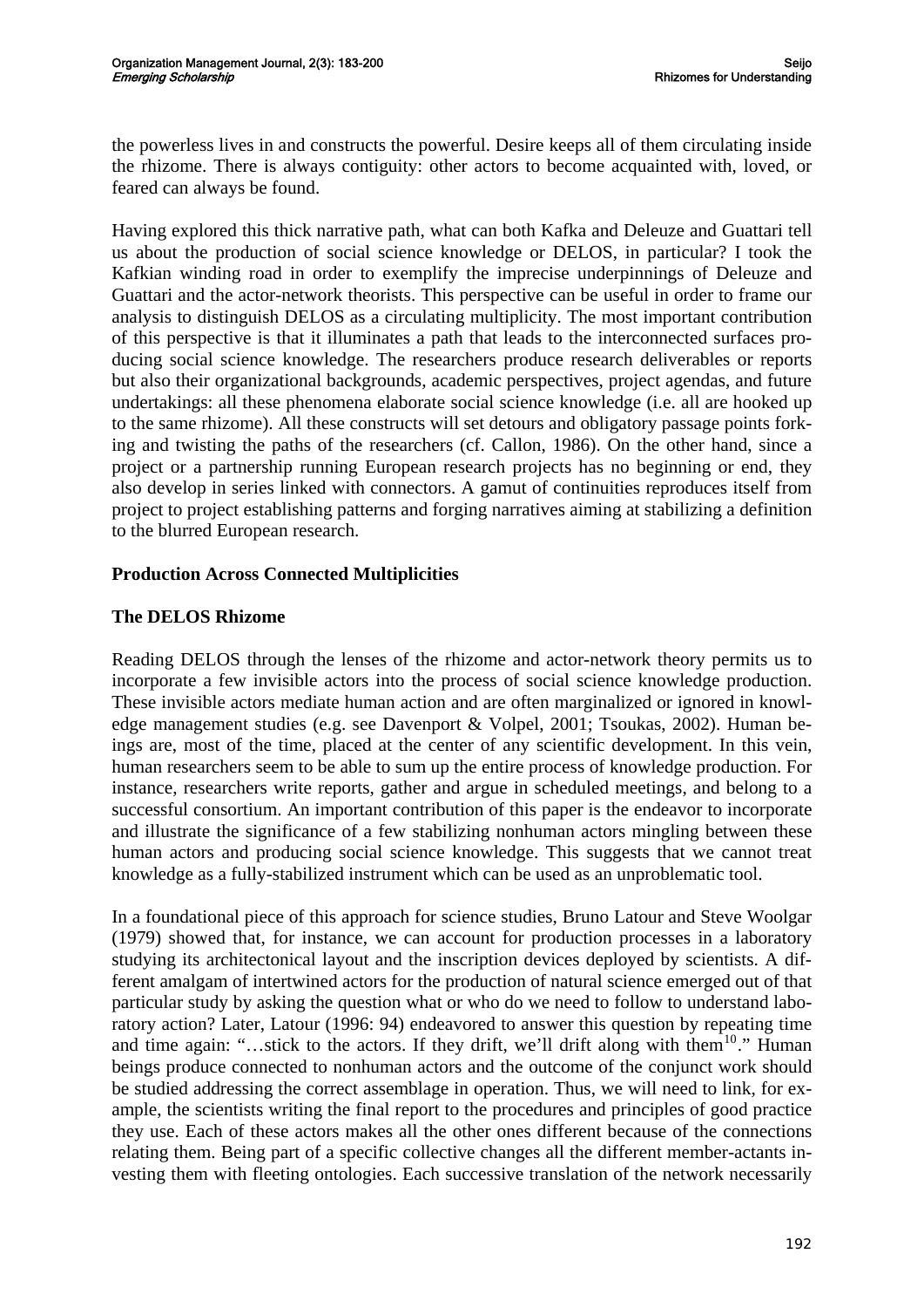the powerless lives in and constructs the powerful. Desire keeps all of them circulating inside the rhizome. There is always contiguity: other actors to become acquainted with, loved, or feared can always be found.

Having explored this thick narrative path, what can both Kafka and Deleuze and Guattari tell us about the production of social science knowledge or DELOS, in particular? I took the Kafkian winding road in order to exemplify the imprecise underpinnings of Deleuze and Guattari and the actor-network theorists. This perspective can be useful in order to frame our analysis to distinguish DELOS as a circulating multiplicity. The most important contribution of this perspective is that it illuminates a path that leads to the interconnected surfaces producing social science knowledge. The researchers produce research deliverables or reports but also their organizational backgrounds, academic perspectives, project agendas, and future undertakings: all these phenomena elaborate social science knowledge (i.e. all are hooked up to the same rhizome). All these constructs will set detours and obligatory passage points forking and twisting the paths of the researchers (cf. Callon, 1986). On the other hand, since a project or a partnership running European research projects has no beginning or end, they also develop in series linked with connectors. A gamut of continuities reproduces itself from project to project establishing patterns and forging narratives aiming at stabilizing a definition to the blurred European research.

## Production Across Connected Multiplicities

### The DELOS Rhizome

Reading DELOS through the lenses of the rhizome and actor-network theory permits us to incorporate a few invisible actors into the process of social science knowledge production. These invisible actors mediate human action and are often marginalized or ignored in knowledge management studies (e.g. see Davenport & Volpel, 2001; Tsoukas, 2002). Human beings are, most of the time, placed at the center of any scientific development. In this vein, human researchers seem to be able to sum up the entire process of knowledge production. For instance, researchers write reports, gather and argue in scheduled meetings, and belong to a successful consortium. An important contribution of this paper is the endeavor to incorporate and illustrate the significance of a few stabilizing nonhuman actors mingling between these human actors and producing social science knowledge. This suggests that we cannot treat knowledge as a fully-stabilized instrument which can be used as an unproblematic tool.

In a foundational piece of this approach for science studies, Bruno Latour and Steve Woolgar (1979) showed that, for instance, we can account for production processes in a laboratory studying its architectonical layout and the inscription devices deployed by scientists. A different amalgam of intertwined actors for the production of natural science emerged out of that particular study by asking the question what or who do we need to follow to understand laboratory action? Later, Latour (1996: 94) endeavored to answer this question by repeating time and time again: "…stick to the actors. If they drift, we'll drift along with them[10]." Human beings produce connected to nonhuman actors and the outcome of the conjunct work should be studied addressing the correct assemblage in operation. Thus, we will need to link, for example, the scientists writing the final report to the procedures and principles of good practice they use. Each of these actors makes all the other ones different because of the connections relating them. Being part of a specific collective changes all the different member-actants investing them with fleeting ontologies. Each successive translation of the network necessarily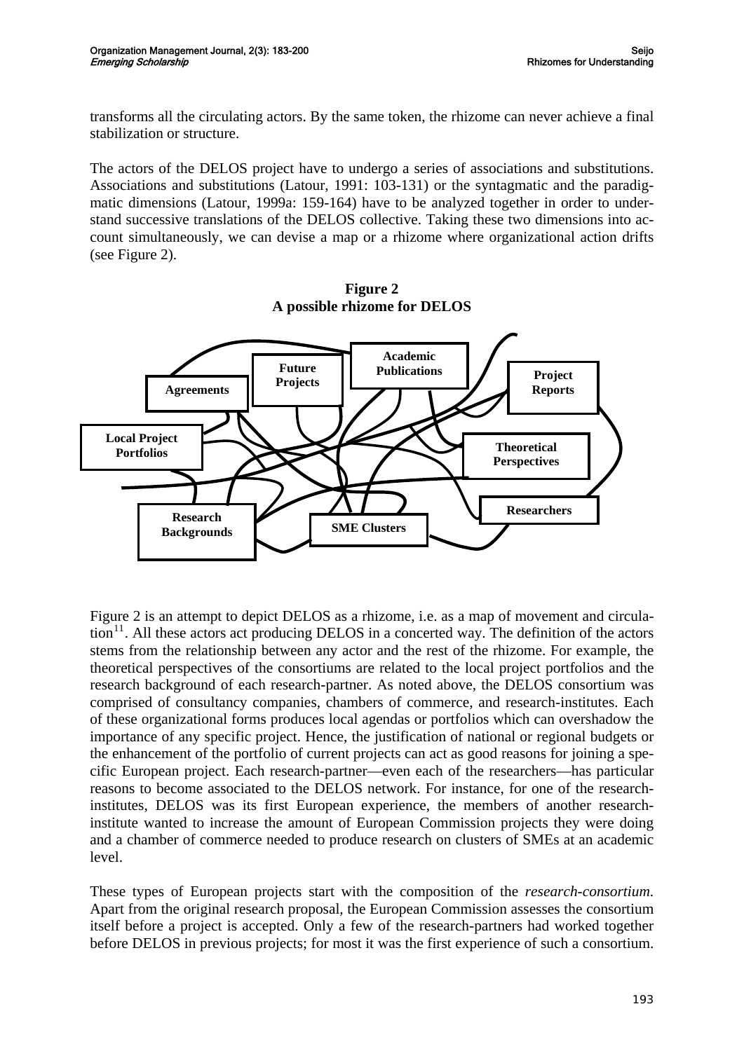transforms all the circulating actors. By the same token, the rhizome can never achieve a final stabilization or structure.

The actors of the DELOS project have to undergo a series of associations and substitutions. Associations and substitutions (Latour, 1991: 103-131) or the syntagmatic and the paradigmatic dimensions (Latour, 1999a: 159-164) have to be analyzed together in order to understand successive translations of the DELOS collective. Taking these two dimensions into account simultaneously, we can devise a map or a rhizome where organizational action drifts (see Figure 2).

**Figure 2**
**A possible rhizome for DELOS**

Agreements; Future Projects; Academic Publications; Project Reports; Local Project Portfolios; Theoretical Perspectives; Researchers; Research Backgrounds; SME Clusters

Figure 2 is an attempt to depict DELOS as a rhizome, i.e. as a map of movement and circulation[11]. All these actors act producing DELOS in a concerted way. The definition of the actors stems from the relationship between any actor and the rest of the rhizome. For example, the theoretical perspectives of the consortiums are related to the local project portfolios and the research background of each research-partner. As noted above, the DELOS consortium was comprised of consultancy companies, chambers of commerce, and research-institutes. Each of these organizational forms produces local agendas or portfolios which can overshadow the importance of any specific project. Hence, the justification of national or regional budgets or the enhancement of the portfolio of current projects can act as good reasons for joining a specific European project. Each research-partner—even each of the researchers—has particular reasons to become associated to the DELOS network. For instance, for one of the research-institutes, DELOS was its first European experience, the members of another research-institute wanted to increase the amount of European Commission projects they were doing and a chamber of commerce needed to produce research on clusters of SMEs at an academic level.

These types of European projects start with the composition of the *research-consortium*. Apart from the original research proposal, the European Commission assesses the consortium itself before a project is accepted. Only a few of the research-partners had worked together before DELOS in previous projects; for most it was the first experience of such a consortium.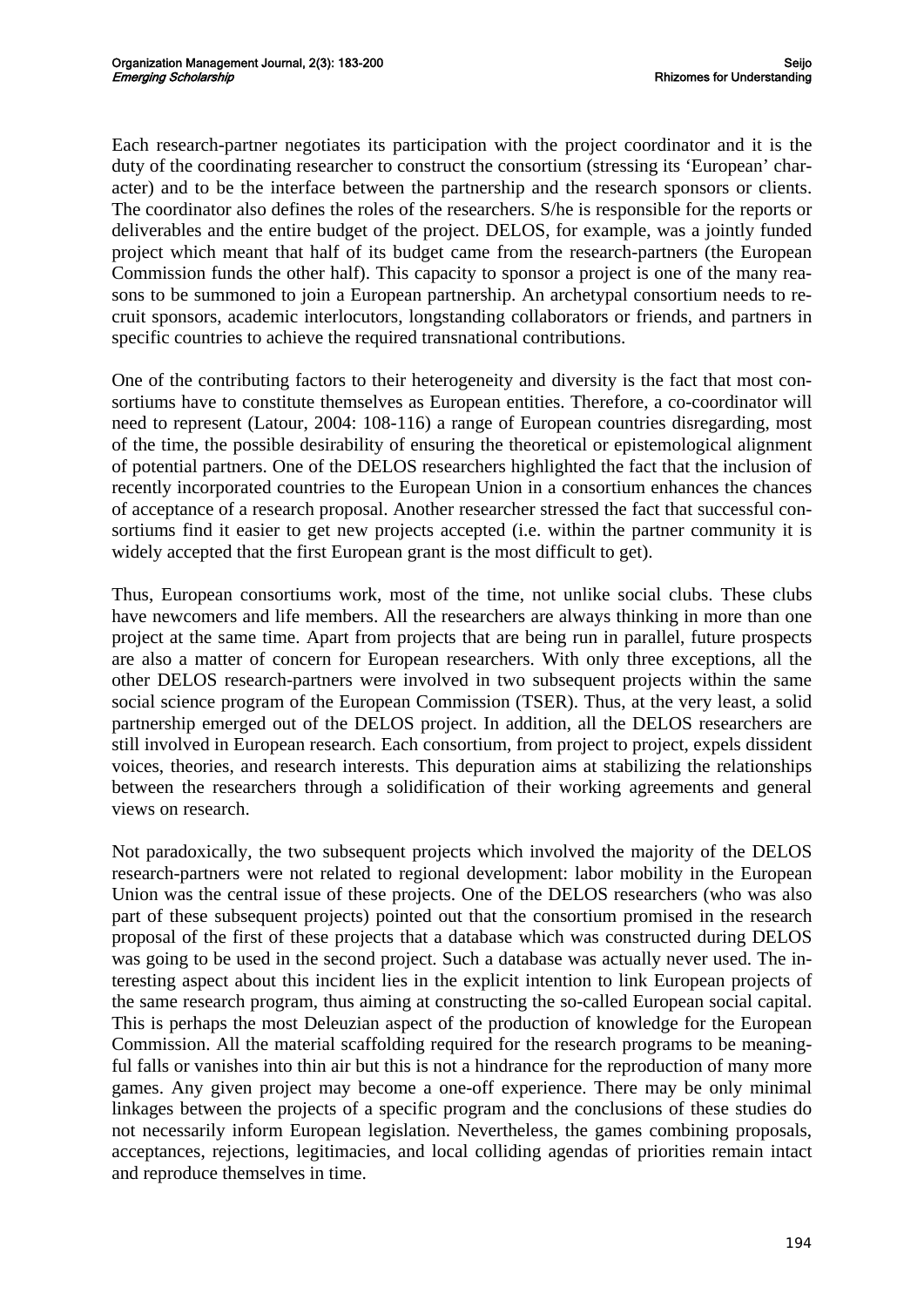Each research-partner negotiates its participation with the project coordinator and it is the duty of the coordinating researcher to construct the consortium (stressing its 'European' character) and to be the interface between the partnership and the research sponsors or clients. The coordinator also defines the roles of the researchers. S/he is responsible for the reports or deliverables and the entire budget of the project. DELOS, for example, was a jointly funded project which meant that half of its budget came from the research-partners (the European Commission funds the other half). This capacity to sponsor a project is one of the many reasons to be summoned to join a European partnership. An archetypal consortium needs to recruit sponsors, academic interlocutors, longstanding collaborators or friends, and partners in specific countries to achieve the required transnational contributions.

One of the contributing factors to their heterogeneity and diversity is the fact that most consortiums have to constitute themselves as European entities. Therefore, a co-coordinator will need to represent (Latour, 2004: 108-116) a range of European countries disregarding, most of the time, the possible desirability of ensuring the theoretical or epistemological alignment of potential partners. One of the DELOS researchers highlighted the fact that the inclusion of recently incorporated countries to the European Union in a consortium enhances the chances of acceptance of a research proposal. Another researcher stressed the fact that successful consortiums find it easier to get new projects accepted (i.e. within the partner community it is widely accepted that the first European grant is the most difficult to get).

Thus, European consortiums work, most of the time, not unlike social clubs. These clubs have newcomers and life members. All the researchers are always thinking in more than one project at the same time. Apart from projects that are being run in parallel, future prospects are also a matter of concern for European researchers. With only three exceptions, all the other DELOS research-partners were involved in two subsequent projects within the same social science program of the European Commission (TSER). Thus, at the very least, a solid partnership emerged out of the DELOS project. In addition, all the DELOS researchers are still involved in European research. Each consortium, from project to project, expels dissident voices, theories, and research interests. This depuration aims at stabilizing the relationships between the researchers through a solidification of their working agreements and general views on research.

Not paradoxically, the two subsequent projects which involved the majority of the DELOS research-partners were not related to regional development: labor mobility in the European Union was the central issue of these projects. One of the DELOS researchers (who was also part of these subsequent projects) pointed out that the consortium promised in the research proposal of the first of these projects that a database which was constructed during DELOS was going to be used in the second project. Such a database was actually never used. The interesting aspect about this incident lies in the explicit intention to link European projects of the same research program, thus aiming at constructing the so-called European social capital. This is perhaps the most Deleuzian aspect of the production of knowledge for the European Commission. All the material scaffolding required for the research programs to be meaningful falls or vanishes into thin air but this is not a hindrance for the reproduction of many more games. Any given project may become a one-off experience. There may be only minimal linkages between the projects of a specific program and the conclusions of these studies do not necessarily inform European legislation. Nevertheless, the games combining proposals, acceptances, rejections, legitimacies, and local colliding agendas of priorities remain intact and reproduce themselves in time.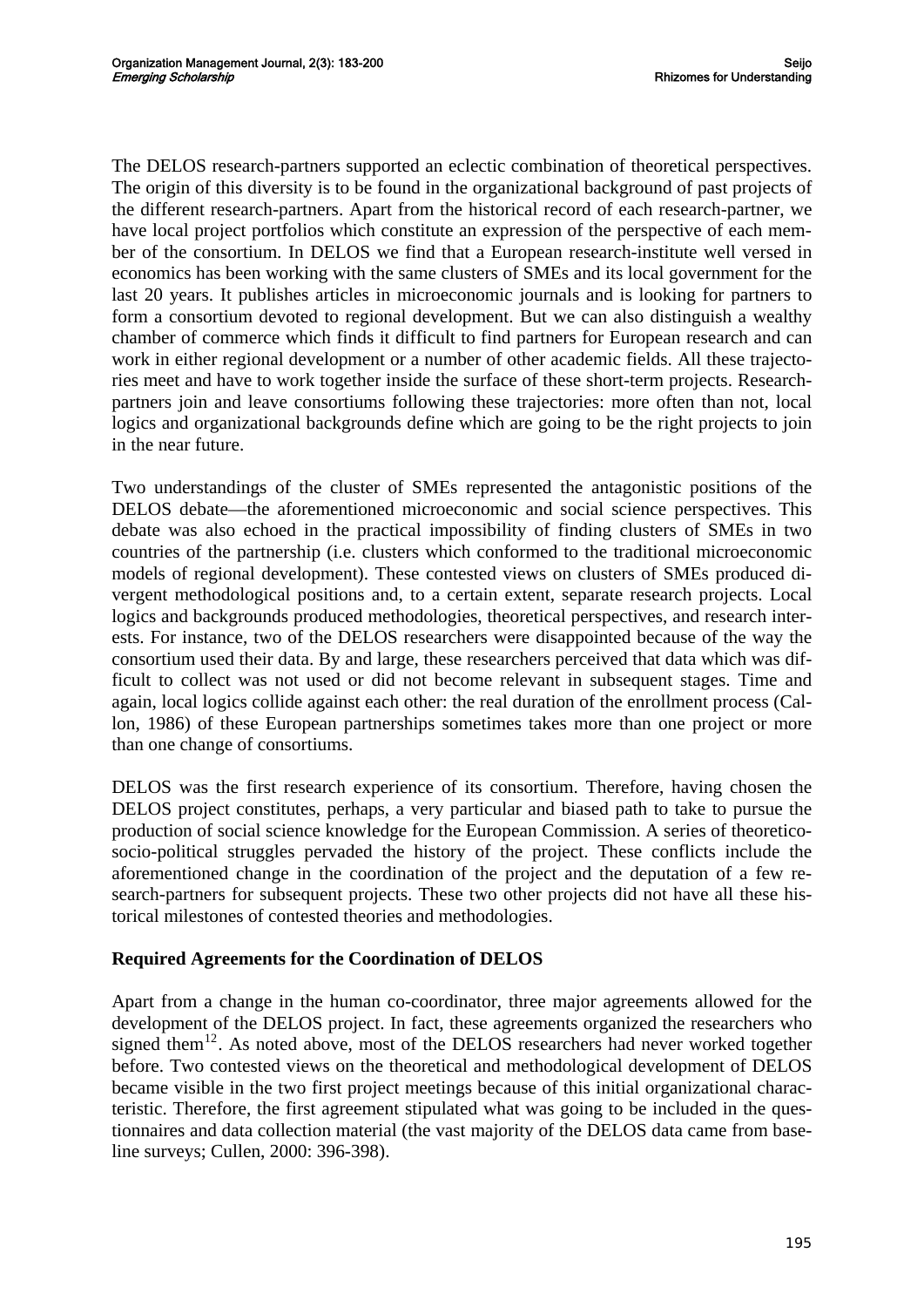The DELOS research-partners supported an eclectic combination of theoretical perspectives. The origin of this diversity is to be found in the organizational background of past projects of the different research-partners. Apart from the historical record of each research-partner, we have local project portfolios which constitute an expression of the perspective of each member of the consortium. In DELOS we find that a European research-institute well versed in economics has been working with the same clusters of SMEs and its local government for the last 20 years. It publishes articles in microeconomic journals and is looking for partners to form a consortium devoted to regional development. But we can also distinguish a wealthy chamber of commerce which finds it difficult to find partners for European research and can work in either regional development or a number of other academic fields. All these trajectories meet and have to work together inside the surface of these short-term projects. Research-partners join and leave consortiums following these trajectories: more often than not, local logics and organizational backgrounds define which are going to be the right projects to join in the near future.

Two understandings of the cluster of SMEs represented the antagonistic positions of the DELOS debate—the aforementioned microeconomic and social science perspectives. This debate was also echoed in the practical impossibility of finding clusters of SMEs in two countries of the partnership (i.e. clusters which conformed to the traditional microeconomic models of regional development). These contested views on clusters of SMEs produced divergent methodological positions and, to a certain extent, separate research projects. Local logics and backgrounds produced methodologies, theoretical perspectives, and research interests. For instance, two of the DELOS researchers were disappointed because of the way the consortium used their data. By and large, these researchers perceived that data which was difficult to collect was not used or did not become relevant in subsequent stages. Time and again, local logics collide against each other: the real duration of the enrollment process (Callon, 1986) of these European partnerships sometimes takes more than one project or more than one change of consortiums.

DELOS was the first research experience of its consortium. Therefore, having chosen the DELOS project constitutes, perhaps, a very particular and biased path to take to pursue the production of social science knowledge for the European Commission. A series of theoretico-socio-political struggles pervaded the history of the project. These conflicts include the aforementioned change in the coordination of the project and the deputation of a few research-partners for subsequent projects. These two other projects did not have all these historical milestones of contested theories and methodologies.

## Required Agreements for the Coordination of DELOS

Apart from a change in the human co-coordinator, three major agreements allowed for the development of the DELOS project. In fact, these agreements organized the researchers who signed them[12]. As noted above, most of the DELOS researchers had never worked together before. Two contested views on the theoretical and methodological development of DELOS became visible in the two first project meetings because of this initial organizational characteristic. Therefore, the first agreement stipulated what was going to be included in the questionnaires and data collection material (the vast majority of the DELOS data came from baseline surveys; Cullen, 2000: 396-398).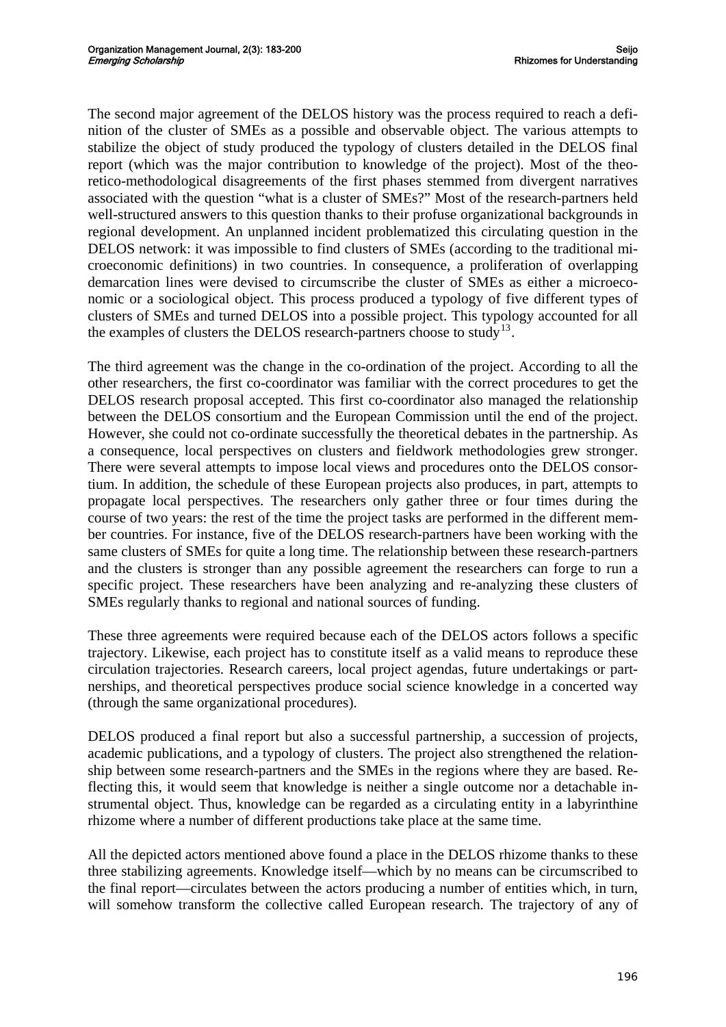The second major agreement of the DELOS history was the process required to reach a definition of the cluster of SMEs as a possible and observable object. The various attempts to stabilize the object of study produced the typology of clusters detailed in the DELOS final report (which was the major contribution to knowledge of the project). Most of the theoretico-methodological disagreements of the first phases stemmed from divergent narratives associated with the question "what is a cluster of SMEs?" Most of the research-partners held well-structured answers to this question thanks to their profuse organizational backgrounds in regional development. An unplanned incident problematized this circulating question in the DELOS network: it was impossible to find clusters of SMEs (according to the traditional microeconomic definitions) in two countries. In consequence, a proliferation of overlapping demarcation lines were devised to circumscribe the cluster of SMEs as either a microeconomic or a sociological object. This process produced a typology of five different types of clusters of SMEs and turned DELOS into a possible project. This typology accounted for all the examples of clusters the DELOS research-partners choose to study[13].

The third agreement was the change in the co-ordination of the project. According to all the other researchers, the first co-coordinator was familiar with the correct procedures to get the DELOS research proposal accepted. This first co-coordinator also managed the relationship between the DELOS consortium and the European Commission until the end of the project. However, she could not co-ordinate successfully the theoretical debates in the partnership. As a consequence, local perspectives on clusters and fieldwork methodologies grew stronger. There were several attempts to impose local views and procedures onto the DELOS consortium. In addition, the schedule of these European projects also produces, in part, attempts to propagate local perspectives. The researchers only gather three or four times during the course of two years: the rest of the time the project tasks are performed in the different member countries. For instance, five of the DELOS research-partners have been working with the same clusters of SMEs for quite a long time. The relationship between these research-partners and the clusters is stronger than any possible agreement the researchers can forge to run a specific project. These researchers have been analyzing and re-analyzing these clusters of SMEs regularly thanks to regional and national sources of funding.

These three agreements were required because each of the DELOS actors follows a specific trajectory. Likewise, each project has to constitute itself as a valid means to reproduce these circulation trajectories. Research careers, local project agendas, future undertakings or partnerships, and theoretical perspectives produce social science knowledge in a concerted way (through the same organizational procedures).

DELOS produced a final report but also a successful partnership, a succession of projects, academic publications, and a typology of clusters. The project also strengthened the relationship between some research-partners and the SMEs in the regions where they are based. Reflecting this, it would seem that knowledge is neither a single outcome nor a detachable instrumental object. Thus, knowledge can be regarded as a circulating entity in a labyrinthine rhizome where a number of different productions take place at the same time.

All the depicted actors mentioned above found a place in the DELOS rhizome thanks to these three stabilizing agreements. Knowledge itself—which by no means can be circumscribed to the final report—circulates between the actors producing a number of entities which, in turn, will somehow transform the collective called European research. The trajectory of any of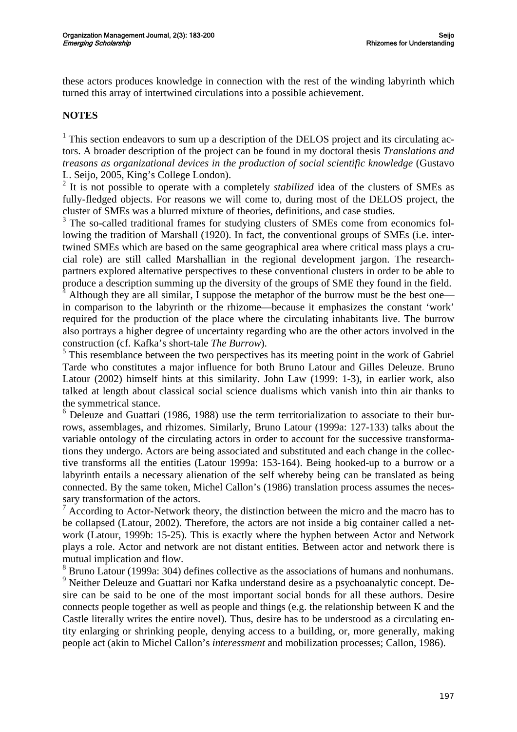these actors produces knowledge in connection with the rest of the winding labyrinth which turned this array of intertwined circulations into a possible achievement.

**NOTES**

[1] This section endeavors to sum up a description of the DELOS project and its circulating actors. A broader description of the project can be found in my doctoral thesis *Translations and treasons as organizational devices in the production of social scientific knowledge* (Gustavo L. Seijo, 2005, King's College London).

[2] It is not possible to operate with a completely *stabilized* idea of the clusters of SMEs as fully-fledged objects. For reasons we will come to, during most of the DELOS project, the cluster of SMEs was a blurred mixture of theories, definitions, and case studies.

[3] The so-called traditional frames for studying clusters of SMEs come from economics following the tradition of Marshall (1920). In fact, the conventional groups of SMEs (i.e. intertwined SMEs which are based on the same geographical area where critical mass plays a crucial role) are still called Marshallian in the regional development jargon. The research-partners explored alternative perspectives to these conventional clusters in order to be able to produce a description summing up the diversity of the groups of SME they found in the field.

[4] Although they are all similar, I suppose the metaphor of the burrow must be the best one—in comparison to the labyrinth or the rhizome—because it emphasizes the constant 'work' required for the production of the place where the circulating inhabitants live. The burrow also portrays a higher degree of uncertainty regarding who are the other actors involved in the construction (cf. Kafka's short-tale *The Burrow*).

[5] This resemblance between the two perspectives has its meeting point in the work of Gabriel Tarde who constitutes a major influence for both Bruno Latour and Gilles Deleuze. Bruno Latour (2002) himself hints at this similarity. John Law (1999: 1-3), in earlier work, also talked at length about classical social science dualisms which vanish into thin air thanks to the symmetrical stance.

[6] Deleuze and Guattari (1986, 1988) use the term territorialization to associate to their burrows, assemblages, and rhizomes. Similarly, Bruno Latour (1999a: 127-133) talks about the variable ontology of the circulating actors in order to account for the successive transformations they undergo. Actors are being associated and substituted and each change in the collective transforms all the entities (Latour 1999a: 153-164). Being hooked-up to a burrow or a labyrinth entails a necessary alienation of the self whereby being can be translated as being connected. By the same token, Michel Callon's (1986) translation process assumes the necessary transformation of the actors.

[7] According to Actor-Network theory, the distinction between the micro and the macro has to be collapsed (Latour, 2002). Therefore, the actors are not inside a big container called a network (Latour, 1999b: 15-25). This is exactly where the hyphen between Actor and Network plays a role. Actor and network are not distant entities. Between actor and network there is mutual implication and flow.

[8] Bruno Latour (1999a: 304) defines collective as the associations of humans and nonhumans.

[9] Neither Deleuze and Guattari nor Kafka understand desire as a psychoanalytic concept. Desire can be said to be one of the most important social bonds for all these authors. Desire connects people together as well as people and things (e.g. the relationship between K and the Castle literally writes the entire novel). Thus, desire has to be understood as a circulating entity enlarging or shrinking people, denying access to a building, or, more generally, making people act (akin to Michel Callon's *interessment* and mobilization processes; Callon, 1986).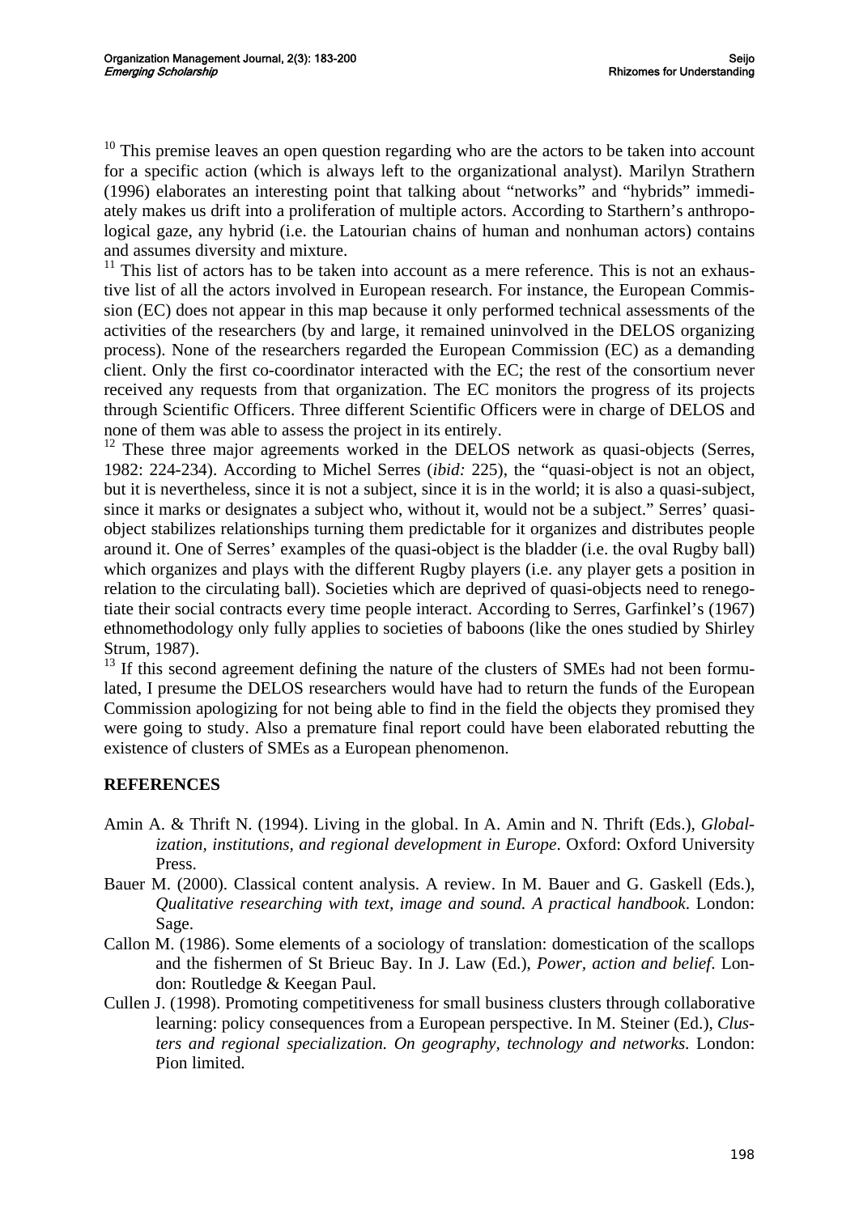[10] This premise leaves an open question regarding who are the actors to be taken into account for a specific action (which is always left to the organizational analyst). Marilyn Strathern (1996) elaborates an interesting point that talking about "networks" and "hybrids" immediately makes us drift into a proliferation of multiple actors. According to Starthern's anthropological gaze, any hybrid (i.e. the Latourian chains of human and nonhuman actors) contains and assumes diversity and mixture.

[11] This list of actors has to be taken into account as a mere reference. This is not an exhaustive list of all the actors involved in European research. For instance, the European Commission (EC) does not appear in this map because it only performed technical assessments of the activities of the researchers (by and large, it remained uninvolved in the DELOS organizing process). None of the researchers regarded the European Commission (EC) as a demanding client. Only the first co-coordinator interacted with the EC; the rest of the consortium never received any requests from that organization. The EC monitors the progress of its projects through Scientific Officers. Three different Scientific Officers were in charge of DELOS and none of them was able to assess the project in its entirely.

[12] These three major agreements worked in the DELOS network as quasi-objects (Serres, 1982: 224-234). According to Michel Serres (*ibid:* 225), the "quasi-object is not an object, but it is nevertheless, since it is not a subject, since it is in the world; it is also a quasi-subject, since it marks or designates a subject who, without it, would not be a subject." Serres' quasi-object stabilizes relationships turning them predictable for it organizes and distributes people around it. One of Serres' examples of the quasi-object is the bladder (i.e. the oval Rugby ball) which organizes and plays with the different Rugby players (i.e. any player gets a position in relation to the circulating ball). Societies which are deprived of quasi-objects need to renegotiate their social contracts every time people interact. According to Serres, Garfinkel's (1967) ethnomethodology only fully applies to societies of baboons (like the ones studied by Shirley Strum, 1987).

[13] If this second agreement defining the nature of the clusters of SMEs had not been formulated, I presume the DELOS researchers would have had to return the funds of the European Commission apologizing for not being able to find in the field the objects they promised they were going to study. Also a premature final report could have been elaborated rebutting the existence of clusters of SMEs as a European phenomenon.

## REFERENCES

Amin A. & Thrift N. (1994). Living in the global. In A. Amin and N. Thrift (Eds.), *Globalization, institutions, and regional development in Europe*. Oxford: Oxford University Press.

Bauer M. (2000). Classical content analysis. A review. In M. Bauer and G. Gaskell (Eds.), *Qualitative researching with text, image and sound. A practical handbook*. London: Sage.

Callon M. (1986). Some elements of a sociology of translation: domestication of the scallops and the fishermen of St Brieuc Bay. In J. Law (Ed.), *Power, action and belief*. London: Routledge & Keegan Paul.

Cullen J. (1998). Promoting competitiveness for small business clusters through collaborative learning: policy consequences from a European perspective. In M. Steiner (Ed.), *Clusters and regional specialization. On geography, technology and networks*. London: Pion limited.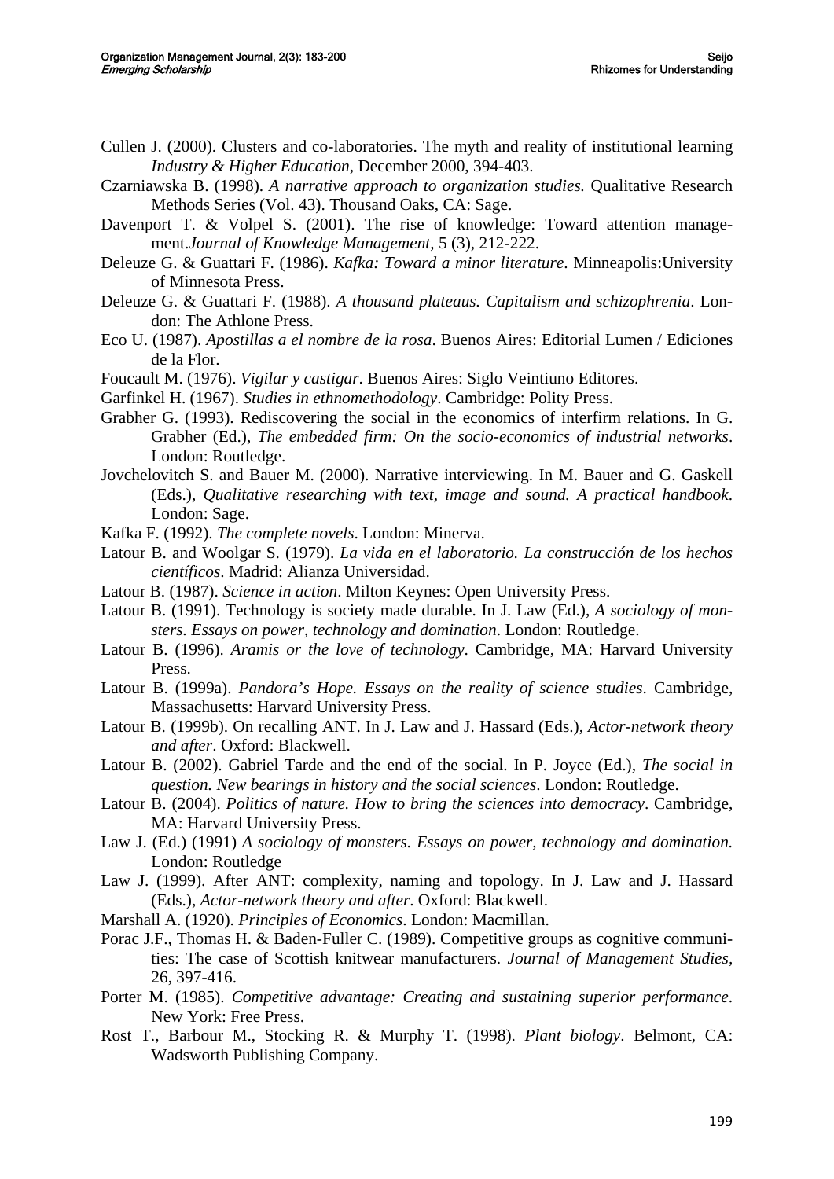Cullen J. (2000). Clusters and co-laboratories. The myth and reality of institutional learning *Industry & Higher Education*, December 2000, 394-403.

Czarniawska B. (1998). *A narrative approach to organization studies.* Qualitative Research Methods Series (Vol. 43). Thousand Oaks, CA: Sage.

Davenport T. & Volpel S. (2001). The rise of knowledge: Toward attention management.*Journal of Knowledge Management,* 5 (3), 212-222.

Deleuze G. & Guattari F. (1986). *Kafka: Toward a minor literature*. Minneapolis:University of Minnesota Press.

Deleuze G. & Guattari F. (1988). *A thousand plateaus. Capitalism and schizophrenia*. London: The Athlone Press.

Eco U. (1987). *Apostillas a el nombre de la rosa*. Buenos Aires: Editorial Lumen / Ediciones de la Flor.

Foucault M. (1976). *Vigilar y castigar*. Buenos Aires: Siglo Veintiuno Editores.

Garfinkel H. (1967). *Studies in ethnomethodology*. Cambridge: Polity Press.

Grabher G. (1993). Rediscovering the social in the economics of interfirm relations. In G. Grabher (Ed.), *The embedded firm: On the socio-economics of industrial networks*. London: Routledge.

Jovchelovitch S. and Bauer M. (2000). Narrative interviewing. In M. Bauer and G. Gaskell (Eds.), *Qualitative researching with text, image and sound. A practical handbook*. London: Sage.

Kafka F. (1992). *The complete novels*. London: Minerva.

Latour B. and Woolgar S. (1979). *La vida en el laboratorio. La construcción de los hechos científicos*. Madrid: Alianza Universidad.

Latour B. (1987). *Science in action*. Milton Keynes: Open University Press.

Latour B. (1991). Technology is society made durable. In J. Law (Ed.), *A sociology of monsters. Essays on power, technology and domination*. London: Routledge.

Latour B. (1996). *Aramis or the love of technology*. Cambridge, MA: Harvard University Press.

Latour B. (1999a). *Pandora's Hope. Essays on the reality of science studies*. Cambridge, Massachusetts: Harvard University Press.

Latour B. (1999b). On recalling ANT. In J. Law and J. Hassard (Eds.), *Actor-network theory and after*. Oxford: Blackwell.

Latour B. (2002). Gabriel Tarde and the end of the social. In P. Joyce (Ed.), *The social in question. New bearings in history and the social sciences*. London: Routledge.

Latour B. (2004). *Politics of nature. How to bring the sciences into democracy*. Cambridge, MA: Harvard University Press.

Law J. (Ed.) (1991) *A sociology of monsters. Essays on power, technology and domination.* London: Routledge

Law J. (1999). After ANT: complexity, naming and topology. In J. Law and J. Hassard (Eds.), *Actor-network theory and after*. Oxford: Blackwell.

Marshall A. (1920). *Principles of Economics*. London: Macmillan.

Porac J.F., Thomas H. & Baden-Fuller C. (1989). Competitive groups as cognitive communities: The case of Scottish knitwear manufacturers. *Journal of Management Studies*, 26, 397-416.

Porter M. (1985). *Competitive advantage: Creating and sustaining superior performance*. New York: Free Press.

Rost T., Barbour M., Stocking R. & Murphy T. (1998). *Plant biology*. Belmont, CA: Wadsworth Publishing Company.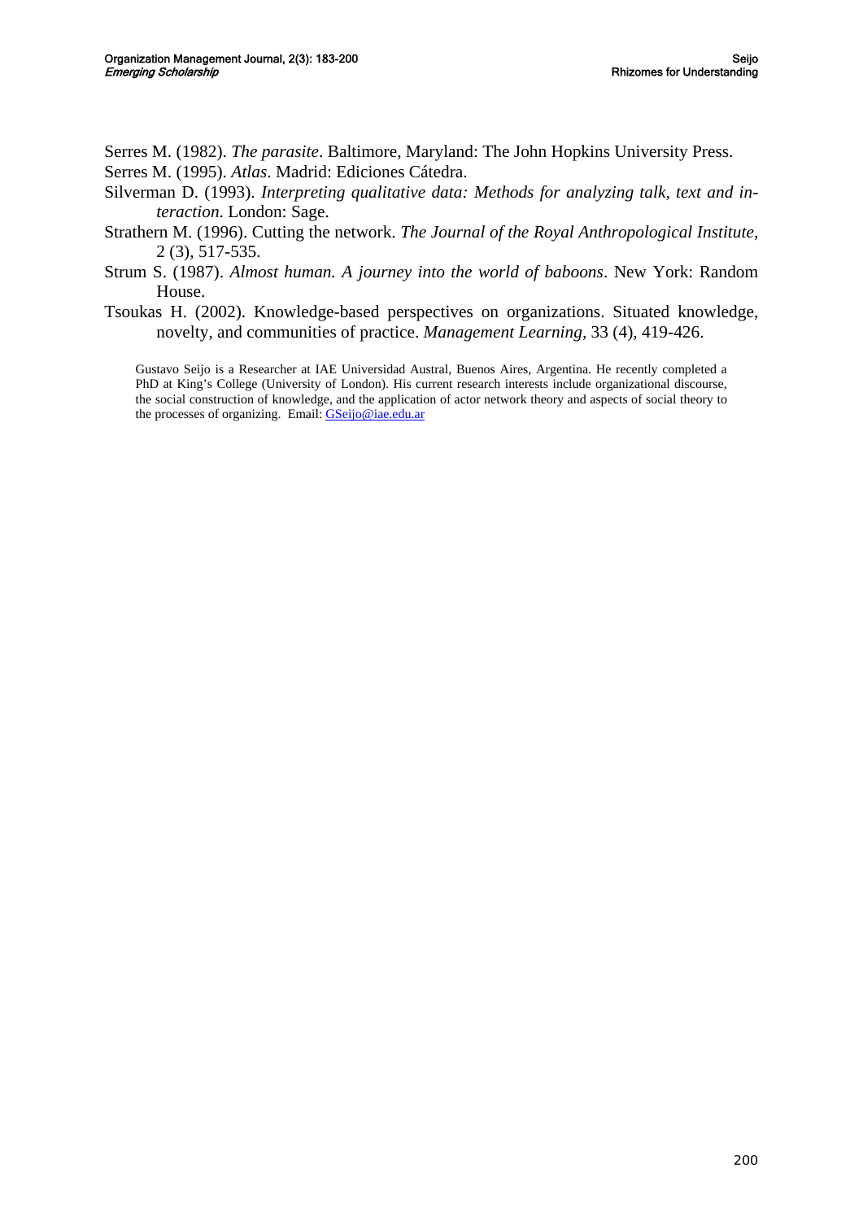Serres M. (1982). *The parasite*. Baltimore, Maryland: The John Hopkins University Press.

Serres M. (1995). *Atlas*. Madrid: Ediciones Cátedra.

Silverman D. (1993). *Interpreting qualitative data: Methods for analyzing talk, text and interaction*. London: Sage.

Strathern M. (1996). Cutting the network. *The Journal of the Royal Anthropological Institute,* 2 (3), 517-535.

Strum S. (1987). *Almost human. A journey into the world of baboons*. New York: Random House.

Tsoukas H. (2002). Knowledge-based perspectives on organizations. Situated knowledge, novelty, and communities of practice. *Management Learning,* 33 (4), 419-426.

Gustavo Seijo is a Researcher at IAE Universidad Austral, Buenos Aires, Argentina. He recently completed a PhD at King's College (University of London). His current research interests include organizational discourse, the social construction of knowledge, and the application of actor network theory and aspects of social theory to the processes of organizing. Email: GSeijo@iae.edu.ar